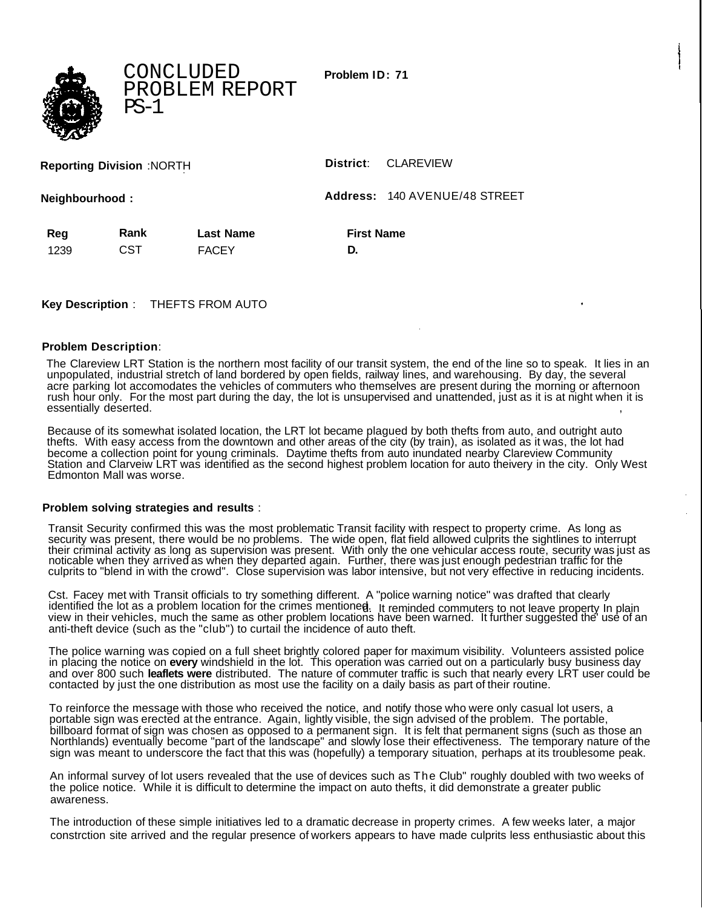# CONCLUDED PROBLEM REPORT PS-1

**Problem ID: 71**

**Reporting Division** :NORTH

**District**: CLAREVIEW

**Neighbourhood :**

**Address:** 140 AVENUE/48 STREET

| Reg | Rank | Last Name | First Name |
|---|---|---|---|
| 1239 | CST | FACEY | D. |

**Key Description** : THEFTS FROM AUTO

**Problem Description**:

The Clareview LRT Station is the northern most facility of our transit system, the end of the line so to speak. It lies in an unpopulated, industrial stretch of land bordered by open fields, railway lines, and warehousing. By day, the several acre parking lot accomodates the vehicles of commuters who themselves are present during the morning or afternoon rush hour only. For the most part during the day, the lot is unsupervised and unattended, just as it is at night when it is essentially deserted.

Because of its somewhat isolated location, the LRT lot became plagued by both thefts from auto, and outright auto thefts. With easy access from the downtown and other areas of the city (by train), as isolated as it was, the lot had become a collection point for young criminals. Daytime thefts from auto inundated nearby Clareview Community Station and Clarveiw LRT was identified as the second highest problem location for auto theivery in the city. Only West Edmonton Mall was worse.

**Problem solving strategies and results** :

Transit Security confirmed this was the most problematic Transit facility with respect to property crime. As long as security was present, there would be no problems. The wide open, flat field allowed culprits the sightlines to interrupt their criminal activity as long as supervision was present. With only the one vehicular access route, security was just as noticable when they arrived as when they departed again. Further, there was just enough pedestrian traffic for the culprits to "blend in with the crowd". Close supervision was labor intensive, but not very effective in reducing incidents.

Cst. Facey met with Transit officials to try something different. A "police warning notice" was drafted that clearly identified the lot as a problem location for the crimes mentioned. It reminded commuters to not leave property In plain view in their vehicles, much the same as other problem locations have been warned. It further suggested the use of an anti-theft device (such as the "club") to curtail the incidence of auto theft.

The police warning was copied on a full sheet brightly colored paper for maximum visibility. Volunteers assisted police in placing the notice on **every** windshield in the lot. This operation was carried out on a particularly busy business day and over 800 such **leaflets were** distributed. The nature of commuter traffic is such that nearly every LRT user could be contacted by just the one distribution as most use the facility on a daily basis as part of their routine.

To reinforce the message with those who received the notice, and notify those who were only casual lot users, a portable sign was erected at the entrance. Again, lightly visible, the sign advised of the problem. The portable, billboard format of sign was chosen as opposed to a permanent sign. It is felt that permanent signs (such as those an Northlands) eventually become "part of the landscape" and slowly lose their effectiveness. The temporary nature of the sign was meant to underscore the fact that this was (hopefully) a temporary situation, perhaps at its troublesome peak.

An informal survey of lot users revealed that the use of devices such as The Club" roughly doubled with two weeks of the police notice. While it is difficult to determine the impact on auto thefts, it did demonstrate a greater public awareness.

The introduction of these simple initiatives led to a dramatic decrease in property crimes. A few weeks later, a major constrction site arrived and the regular presence of workers appears to have made culprits less enthusiastic about this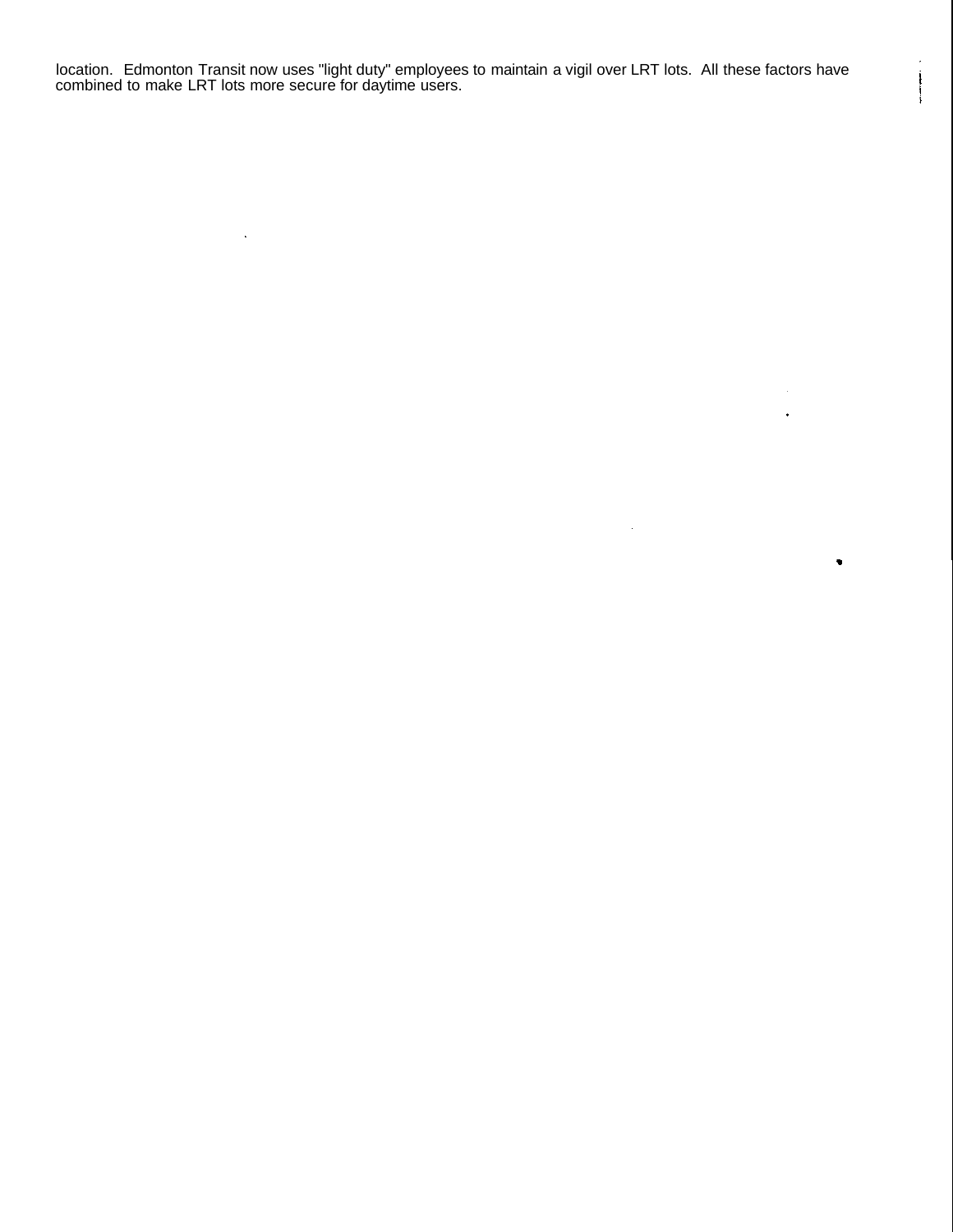location. Edmonton Transit now uses "light duty" employees to maintain a vigil over LRT lots. All these factors have combined to make LRT lots more secure for daytime users.